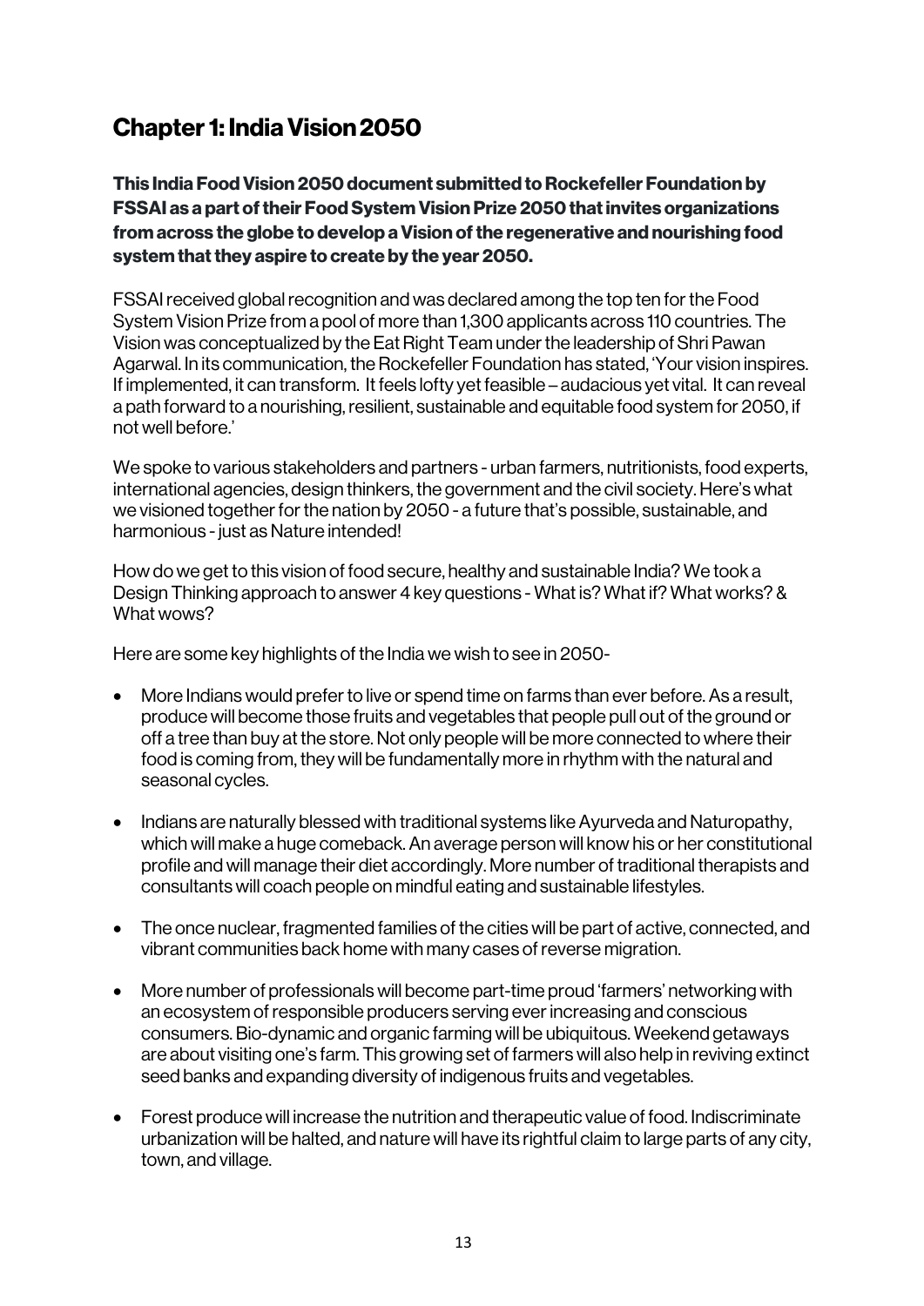# Chapter 1: India Vision 2050

**This India Food Vision 2050 document submitted to Rockefeller Foundation by FSSAI as a part of their Food System Vision Prize 2050 that invites organizations from across the globe to develop a Vision of the regenerative and nourishing food system that they aspire to create by the year 2050.**

FSSAI received global recognition and was declared among the top ten for the Food System Vision Prize from a pool of more than 1,300 applicants across 110 countries. The Vision was conceptualized by the Eat Right Team under the leadership of Shri Pawan Agarwal. In its communication, the Rockefeller Foundation has stated, 'Your vision inspires. If implemented, it can transform. It feels lofty yet feasible – audacious yet vital. It can reveal a path forward to a nourishing, resilient, sustainable and equitable food system for 2050, if not well before.'

We spoke to various stakeholders and partners - urban farmers, nutritionists, food experts, international agencies, design thinkers, the government and the civil society. Here's what we visioned together for the nation by 2050 - a future that's possible, sustainable, and harmonious - just as Nature intended!

How do we get to this vision of food secure, healthy and sustainable India? We took a Design Thinking approach to answer 4 key questions - What is? What if? What works? & What wows?

Here are some key highlights of the India we wish to see in 2050-

- More Indians would prefer to live or spend time on farms than ever before. As a result, produce will become those fruits and vegetables that people pull out of the ground or off a tree than buy at the store. Not only people will be more connected to where their food is coming from, they will be fundamentally more in rhythm with the natural and seasonal cycles.
- Indians are naturally blessed with traditional systems like Ayurveda and Naturopathy, which will make a huge comeback. An average person will know his or her constitutional profile and will manage their diet accordingly. More number of traditional therapists and consultants will coach people on mindful eating and sustainable lifestyles.
- The once nuclear, fragmented families of the cities will be part of active, connected, and vibrant communities back home with many cases of reverse migration.
- More number of professionals will become part-time proud 'farmers' networking with an ecosystem of responsible producers serving ever increasing and conscious consumers. Bio-dynamic and organic farming will be ubiquitous. Weekend getaways are about visiting one's farm. This growing set of farmers will also help in reviving extinct seed banks and expanding diversity of indigenous fruits and vegetables.
- Forest produce will increase the nutrition and therapeutic value of food. Indiscriminate urbanization will be halted, and nature will have its rightful claim to large parts of any city, town, and village.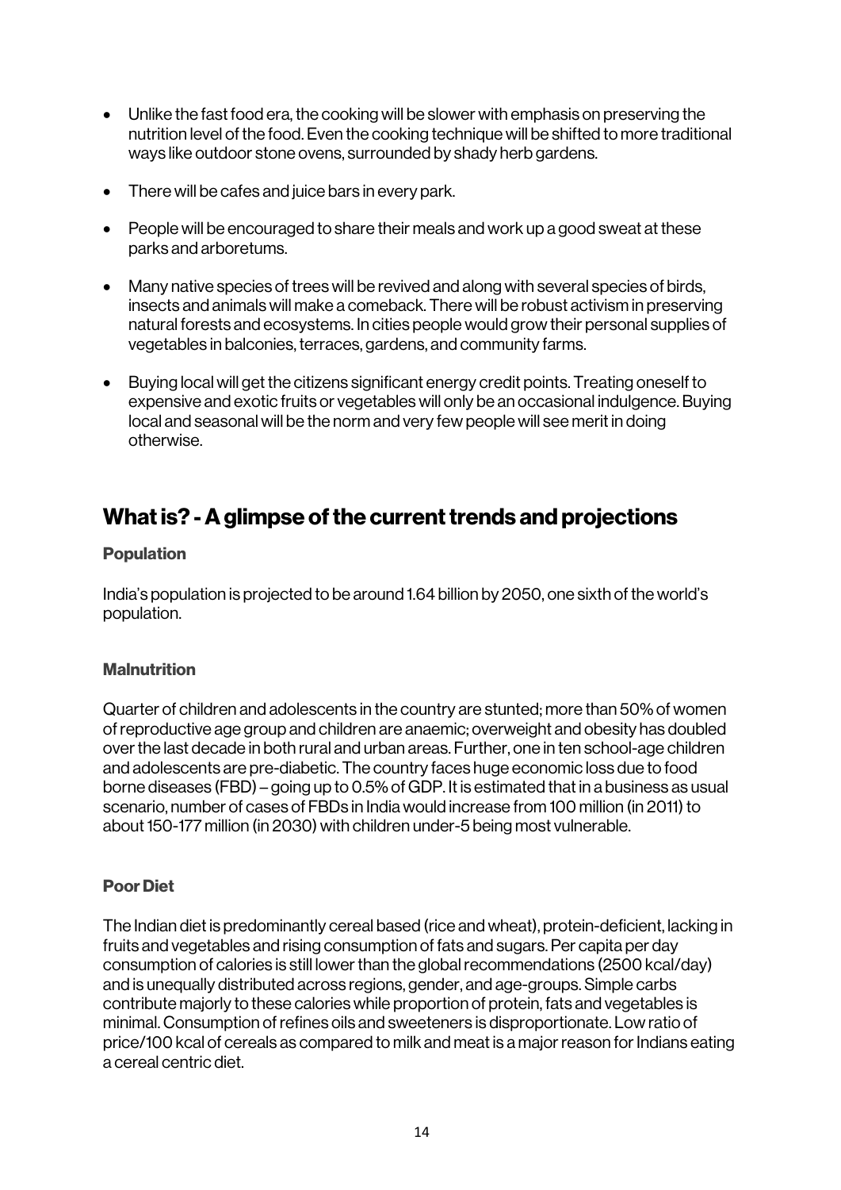- Unlike the fast food era, the cooking will be slower with emphasis on preserving the nutrition level of the food. Even the cooking technique will be shifted to more traditional ways like outdoor stone ovens, surrounded by shady herb gardens.
- There will be cafes and juice bars in every park.
- People will be encouraged to share their meals and work up a good sweat at these parks and arboretums.
- Many native species of trees will be revived and along with several species of birds, insects and animals will make a comeback. There will be robust activism in preserving natural forests and ecosystems. In cities people would grow their personal supplies of vegetables in balconies, terraces, gardens, and community farms.
- Buying local will get the citizens significant energy credit points. Treating oneself to expensive and exotic fruits or vegetables will only be an occasional indulgence. Buying local and seasonal will be the norm and very few people will see merit in doing otherwise.

## What is? - A glimpse of the current trends and projections

### Population

India's population is projected to be around 1.64 billion by 2050, one sixth of the world's population.

### Malnutrition

Quarter of children and adolescents in the country are stunted; more than 50% of women of reproductive age group and children are anaemic; overweight and obesity has doubled over the last decade in both rural and urban areas. Further, one in ten school-age children and adolescents are pre-diabetic. The country faces huge economic loss due to food borne diseases (FBD) – going up to 0.5% of GDP. It is estimated that in a business as usual scenario, number of cases of FBDs in India would increase from 100 million (in 2011) to about 150-177 million (in 2030) with children under-5 being most vulnerable.

### Poor Diet

The Indian diet is predominantly cereal based (rice and wheat), protein-deficient, lacking in fruits and vegetables and rising consumption of fats and sugars. Per capita per day consumption of calories is still lower than the global recommendations (2500 kcal/day) and is unequally distributed across regions, gender, and age-groups. Simple carbs contribute majorly to these calories while proportion of protein, fats and vegetables is minimal. Consumption of refines oils and sweeteners is disproportionate. Low ratio of price/100 kcal of cereals as compared to milk and meat is a major reason for Indians eating a cereal centric diet.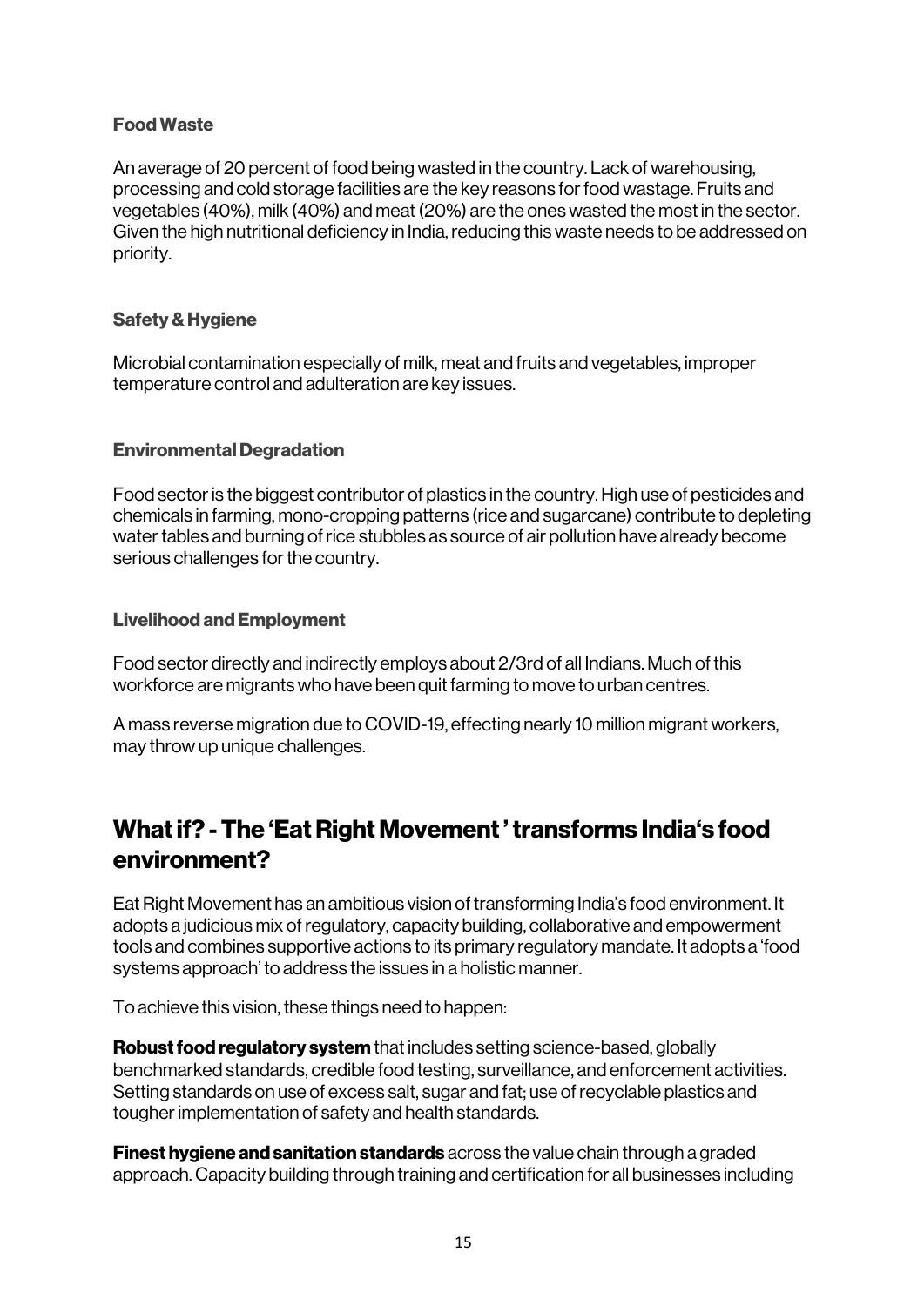### Food Waste

An average of 20 percent of food being wasted in the country. Lack of warehousing, processing and cold storage facilities are the key reasons for food wastage. Fruits and vegetables (40%), milk (40%) and meat (20%) are the ones wasted the most in the sector. Given the high nutritional deficiency in India, reducing this waste needs to be addressed on priority.

### Safety & Hygiene

Microbial contamination especially of milk, meat and fruits and vegetables, improper temperature control and adulteration are key issues.

### Environmental Degradation

Food sector is the biggest contributor of plastics in the country. High use of pesticides and chemicals in farming, mono-cropping patterns (rice and sugarcane) contribute to depleting water tables and burning of rice stubbles as source of air pollution have already become serious challenges for the country.

### Livelihood and Employment

Food sector directly and indirectly employs about 2/3rd of all Indians. Much of this workforce are migrants who have been quit farming to move to urban centres.

A mass reverse migration due to COVID-19, effecting nearly 10 million migrant workers, may throw up unique challenges.

## What if? - The 'Eat Right Movement' transforms India's food environment?

Eat Right Movement has an ambitious vision of transforming India's food environment. It adopts a judicious mix of regulatory, capacity building, collaborative and empowerment tools and combines supportive actions to its primary regulatory mandate. It adopts a 'food systems approach' to address the issues in a holistic manner.

To achieve this vision, these things need to happen:

**Robust food regulatory system** that includes setting science-based, globally benchmarked standards, credible food testing, surveillance, and enforcement activities. Setting standards on use of excess salt, sugar and fat; use of recyclable plastics and tougher implementation of safety and health standards.

**Finest hygiene and sanitation standards** across the value chain through a graded approach. Capacity building through training and certification for all businesses including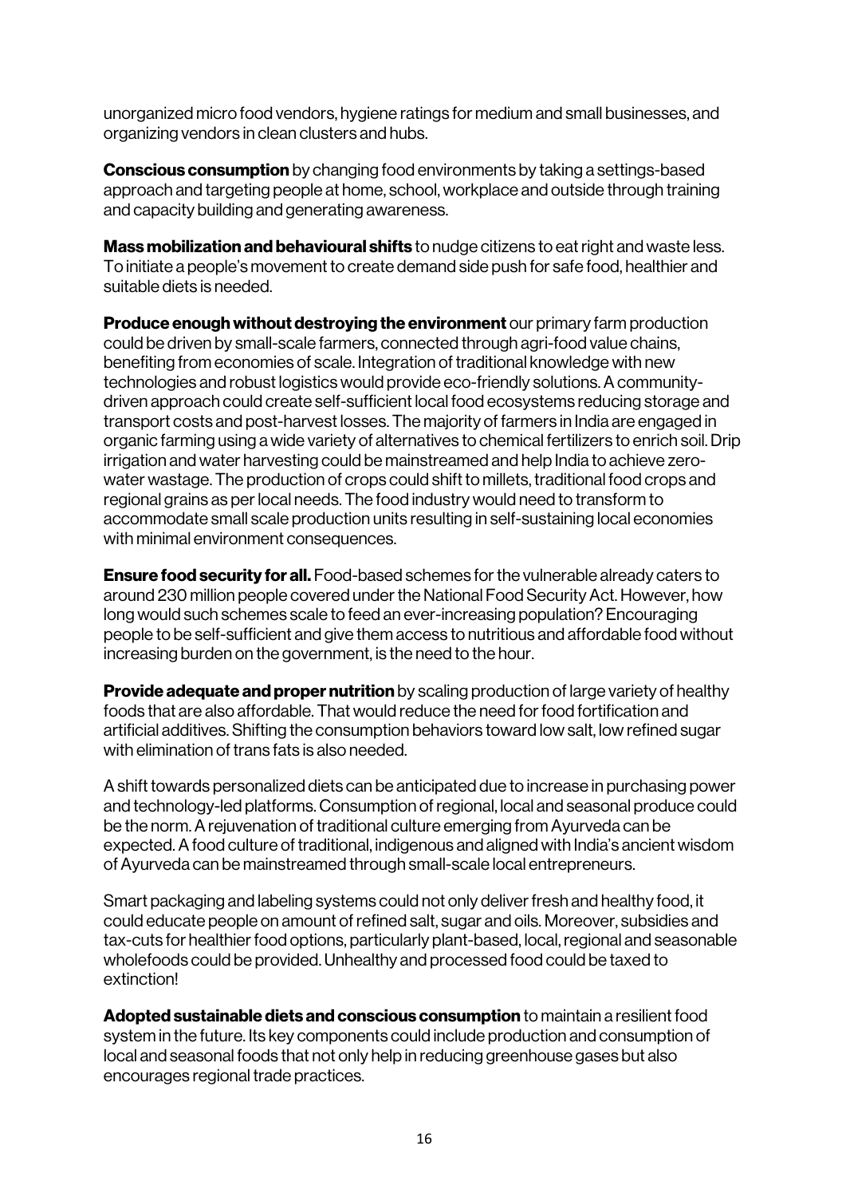unorganized micro food vendors, hygiene ratings for medium and small businesses, and organizing vendors in clean clusters and hubs.

**Conscious consumption** by changing food environments by taking a settings-based approach and targeting people at home, school, workplace and outside through training and capacity building and generating awareness.

**Mass mobilization and behavioural shifts** to nudge citizens to eat right and waste less. To initiate a people's movement to create demand side push for safe food, healthier and suitable diets is needed.

**Produce enough without destroying the environment** our primary farm production could be driven by small-scale farmers, connected through agri-food value chains, benefiting from economies of scale. Integration of traditional knowledge with new technologies and robust logistics would provide eco-friendly solutions. A community-driven approach could create self-sufficient local food ecosystems reducing storage and transport costs and post-harvest losses. The majority of farmers in India are engaged in organic farming using a wide variety of alternatives to chemical fertilizers to enrich soil. Drip irrigation and water harvesting could be mainstreamed and help India to achieve zero-water wastage. The production of crops could shift to millets, traditional food crops and regional grains as per local needs. The food industry would need to transform to accommodate small scale production units resulting in self-sustaining local economies with minimal environment consequences.

**Ensure food security for all.** Food-based schemes for the vulnerable already caters to around 230 million people covered under the National Food Security Act. However, how long would such schemes scale to feed an ever-increasing population? Encouraging people to be self-sufficient and give them access to nutritious and affordable food without increasing burden on the government, is the need to the hour.

**Provide adequate and proper nutrition** by scaling production of large variety of healthy foods that are also affordable. That would reduce the need for food fortification and artificial additives. Shifting the consumption behaviors toward low salt, low refined sugar with elimination of trans fats is also needed.

A shift towards personalized diets can be anticipated due to increase in purchasing power and technology-led platforms. Consumption of regional, local and seasonal produce could be the norm. A rejuvenation of traditional culture emerging from Ayurveda can be expected. A food culture of traditional, indigenous and aligned with India's ancient wisdom of Ayurveda can be mainstreamed through small-scale local entrepreneurs.

Smart packaging and labeling systems could not only deliver fresh and healthy food, it could educate people on amount of refined salt, sugar and oils. Moreover, subsidies and tax-cuts for healthier food options, particularly plant-based, local, regional and seasonable wholefoods could be provided. Unhealthy and processed food could be taxed to extinction!

**Adopted sustainable diets and conscious consumption** to maintain a resilient food system in the future. Its key components could include production and consumption of local and seasonal foods that not only help in reducing greenhouse gases but also encourages regional trade practices.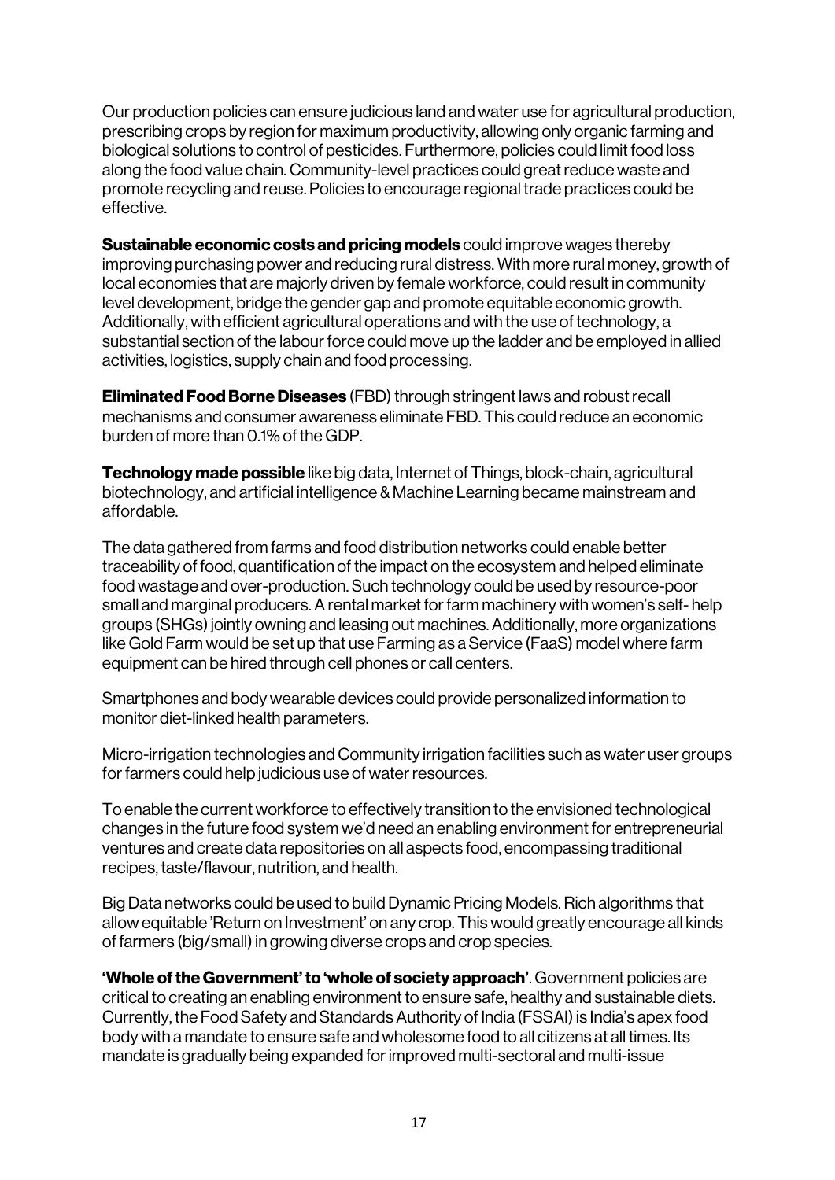Our production policies can ensure judicious land and water use for agricultural production, prescribing crops by region for maximum productivity, allowing only organic farming and biological solutions to control of pesticides. Furthermore, policies could limit food loss along the food value chain. Community-level practices could great reduce waste and promote recycling and reuse. Policies to encourage regional trade practices could be effective.

**Sustainable economic costs and pricing models** could improve wages thereby improving purchasing power and reducing rural distress. With more rural money, growth of local economies that are majorly driven by female workforce, could result in community level development, bridge the gender gap and promote equitable economic growth. Additionally, with efficient agricultural operations and with the use of technology, a substantial section of the labour force could move up the ladder and be employed in allied activities, logistics, supply chain and food processing.

**Eliminated Food Borne Diseases** (FBD) through stringent laws and robust recall mechanisms and consumer awareness eliminate FBD. This could reduce an economic burden of more than 0.1% of the GDP.

**Technology made possible** like big data, Internet of Things, block-chain, agricultural biotechnology, and artificial intelligence & Machine Learning became mainstream and affordable.

The data gathered from farms and food distribution networks could enable better traceability of food, quantification of the impact on the ecosystem and helped eliminate food wastage and over-production. Such technology could be used by resource-poor small and marginal producers. A rental market for farm machinery with women's self- help groups (SHGs) jointly owning and leasing out machines. Additionally, more organizations like Gold Farm would be set up that use Farming as a Service (FaaS) model where farm equipment can be hired through cell phones or call centers.

Smartphones and body wearable devices could provide personalized information to monitor diet-linked health parameters.

Micro-irrigation technologies and Community irrigation facilities such as water user groups for farmers could help judicious use of water resources.

To enable the current workforce to effectively transition to the envisioned technological changes in the future food system we'd need an enabling environment for entrepreneurial ventures and create data repositories on all aspects food, encompassing traditional recipes, taste/flavour, nutrition, and health.

Big Data networks could be used to build Dynamic Pricing Models. Rich algorithms that allow equitable 'Return on Investment' on any crop. This would greatly encourage all kinds of farmers (big/small) in growing diverse crops and crop species.

**'Whole of the Government' to 'whole of society approach'**. Government policies are critical to creating an enabling environment to ensure safe, healthy and sustainable diets. Currently, the Food Safety and Standards Authority of India (FSSAI) is India's apex food body with a mandate to ensure safe and wholesome food to all citizens at all times. Its mandate is gradually being expanded for improved multi-sectoral and multi-issue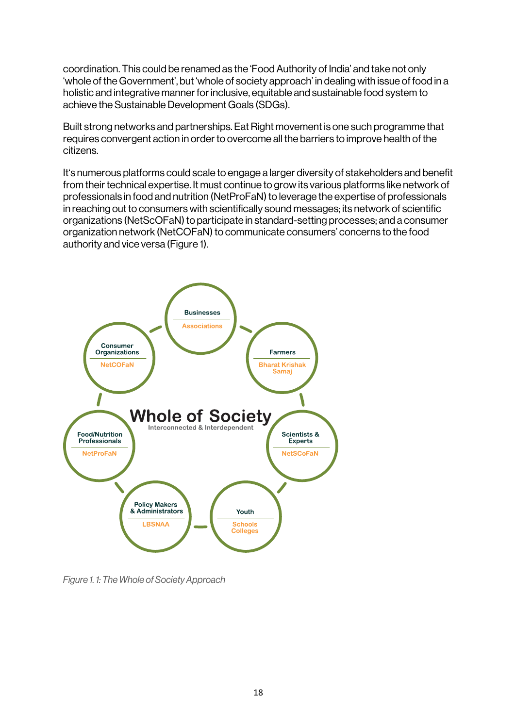coordination. This could be renamed as the 'Food Authority of India' and take not only 'whole of the Government', but 'whole of society approach' in dealing with issue of food in a holistic and integrative manner for inclusive, equitable and sustainable food system to achieve the Sustainable Development Goals (SDGs).

Built strong networks and partnerships. Eat Right movement is one such programme that requires convergent action in order to overcome all the barriers to improve health of the citizens.

It's numerous platforms could scale to engage a larger diversity of stakeholders and benefit from their technical expertise. It must continue to grow its various platforms like network of professionals in food and nutrition (NetProFaN) to leverage the expertise of professionals in reaching out to consumers with scientifically sound messages; its network of scientific organizations (NetScOFaN) to participate in standard-setting processes; and a consumer organization network (NetCOFaN) to communicate consumers' concerns to the food authority and vice versa (Figure 1).

**Whole of Society**
Interconnected & Interdependent

- Businesses — Associations
- Farmers — Bharat Krishak Samaj
- Scientists & Experts — NetSCoFaN
- Youth — Schools, Colleges
- Policy Makers & Administrators — LBSNAA
- Food/Nutrition Professionals — NetProFaN
- Consumer Organizations — NetCOFaN

*Figure 1. 1: The Whole of Society Approach*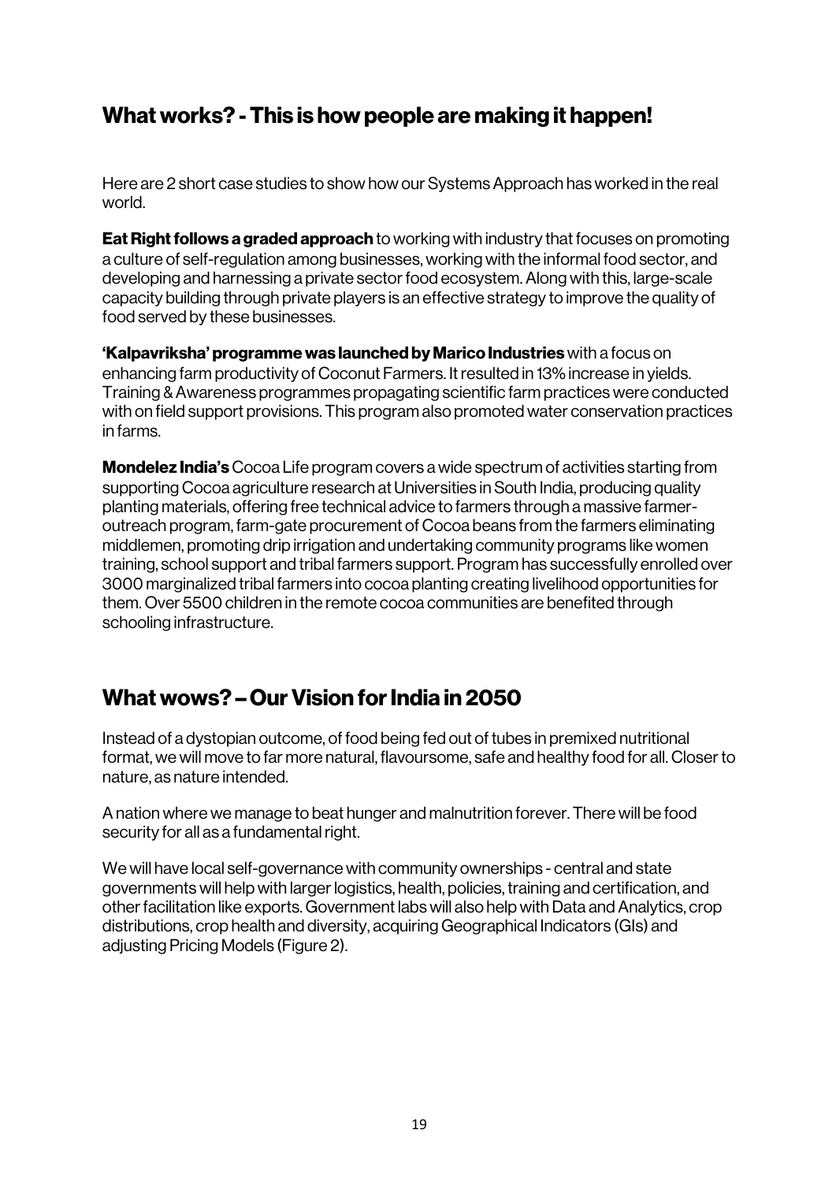## What works? - This is how people are making it happen!

Here are 2 short case studies to show how our Systems Approach has worked in the real world.

**Eat Right follows a graded approach** to working with industry that focuses on promoting a culture of self-regulation among businesses, working with the informal food sector, and developing and harnessing a private sector food ecosystem. Along with this, large-scale capacity building through private players is an effective strategy to improve the quality of food served by these businesses.

**'Kalpavriksha' programme was launched by Marico Industries** with a focus on enhancing farm productivity of Coconut Farmers. It resulted in 13% increase in yields. Training & Awareness programmes propagating scientific farm practices were conducted with on field support provisions. This program also promoted water conservation practices in farms.

**Mondelez India's** Cocoa Life program covers a wide spectrum of activities starting from supporting Cocoa agriculture research at Universities in South India, producing quality planting materials, offering free technical advice to farmers through a massive farmer-outreach program, farm-gate procurement of Cocoa beans from the farmers eliminating middlemen, promoting drip irrigation and undertaking community programs like women training, school support and tribal farmers support. Program has successfully enrolled over 3000 marginalized tribal farmers into cocoa planting creating livelihood opportunities for them. Over 5500 children in the remote cocoa communities are benefited through schooling infrastructure.

## What wows? – Our Vision for India in 2050

Instead of a dystopian outcome, of food being fed out of tubes in premixed nutritional format, we will move to far more natural, flavoursome, safe and healthy food for all. Closer to nature, as nature intended.

A nation where we manage to beat hunger and malnutrition forever. There will be food security for all as a fundamental right.

We will have local self-governance with community ownerships - central and state governments will help with larger logistics, health, policies, training and certification, and other facilitation like exports. Government labs will also help with Data and Analytics, crop distributions, crop health and diversity, acquiring Geographical Indicators (GIs) and adjusting Pricing Models (Figure 2).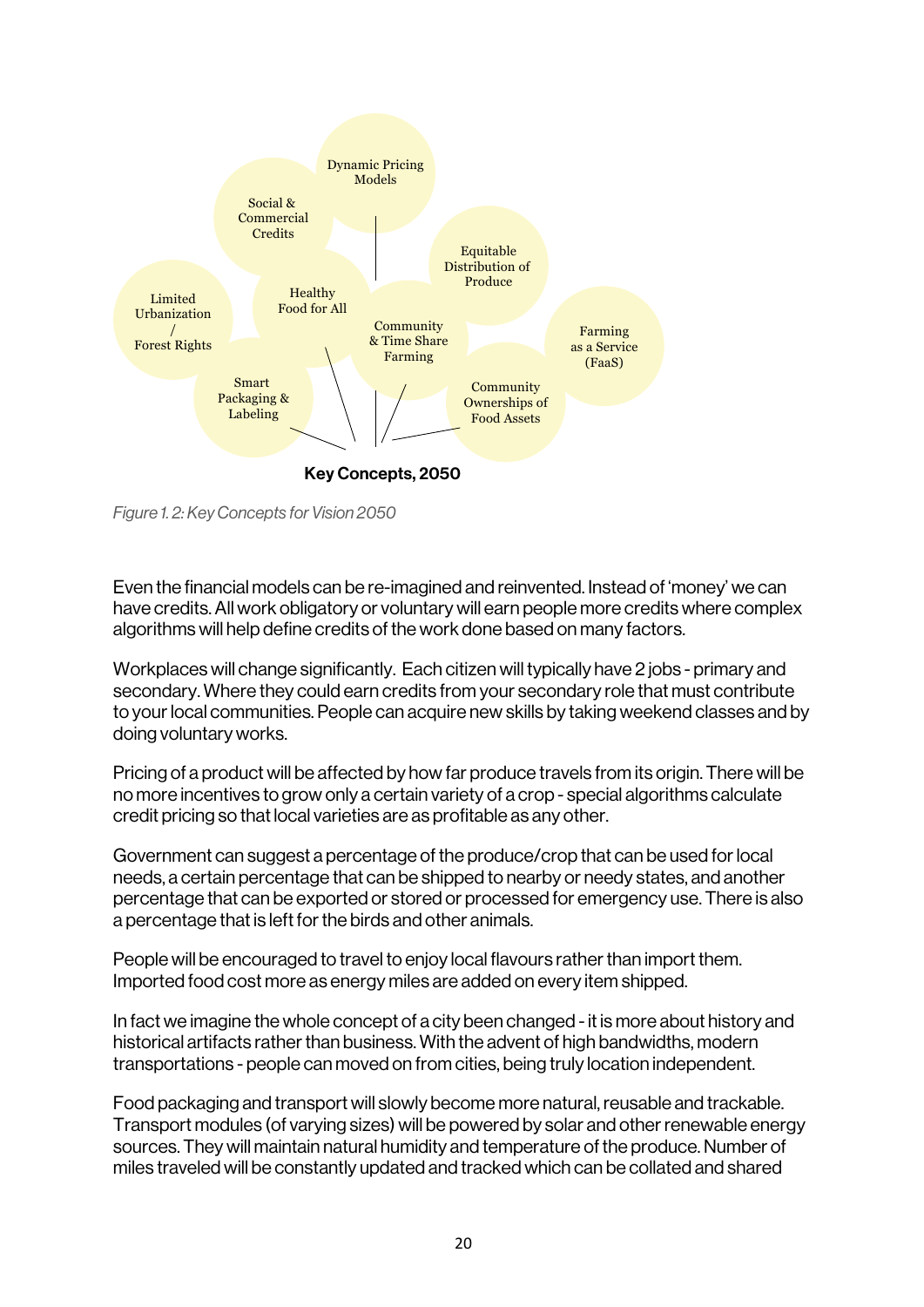Dynamic Pricing Models

Social & Commercial Credits

Equitable Distribution of Produce

Limited Urbanization / Forest Rights

Healthy Food for All

Community & Time Share Farming

Farming as a Service (FaaS)

Smart Packaging & Labeling

Community Ownerships of Food Assets

**Key Concepts, 2050**

*Figure 1. 2: Key Concepts for Vision 2050*

Even the financial models can be re-imagined and reinvented. Instead of 'money' we can have credits. All work obligatory or voluntary will earn people more credits where complex algorithms will help define credits of the work done based on many factors.

Workplaces will change significantly. Each citizen will typically have 2 jobs - primary and secondary. Where they could earn credits from your secondary role that must contribute to your local communities. People can acquire new skills by taking weekend classes and by doing voluntary works.

Pricing of a product will be affected by how far produce travels from its origin. There will be no more incentives to grow only a certain variety of a crop - special algorithms calculate credit pricing so that local varieties are as profitable as any other.

Government can suggest a percentage of the produce/crop that can be used for local needs, a certain percentage that can be shipped to nearby or needy states, and another percentage that can be exported or stored or processed for emergency use. There is also a percentage that is left for the birds and other animals.

People will be encouraged to travel to enjoy local flavours rather than import them. Imported food cost more as energy miles are added on every item shipped.

In fact we imagine the whole concept of a city been changed - it is more about history and historical artifacts rather than business. With the advent of high bandwidths, modern transportations - people can moved on from cities, being truly location independent.

Food packaging and transport will slowly become more natural, reusable and trackable. Transport modules (of varying sizes) will be powered by solar and other renewable energy sources. They will maintain natural humidity and temperature of the produce. Number of miles traveled will be constantly updated and tracked which can be collated and shared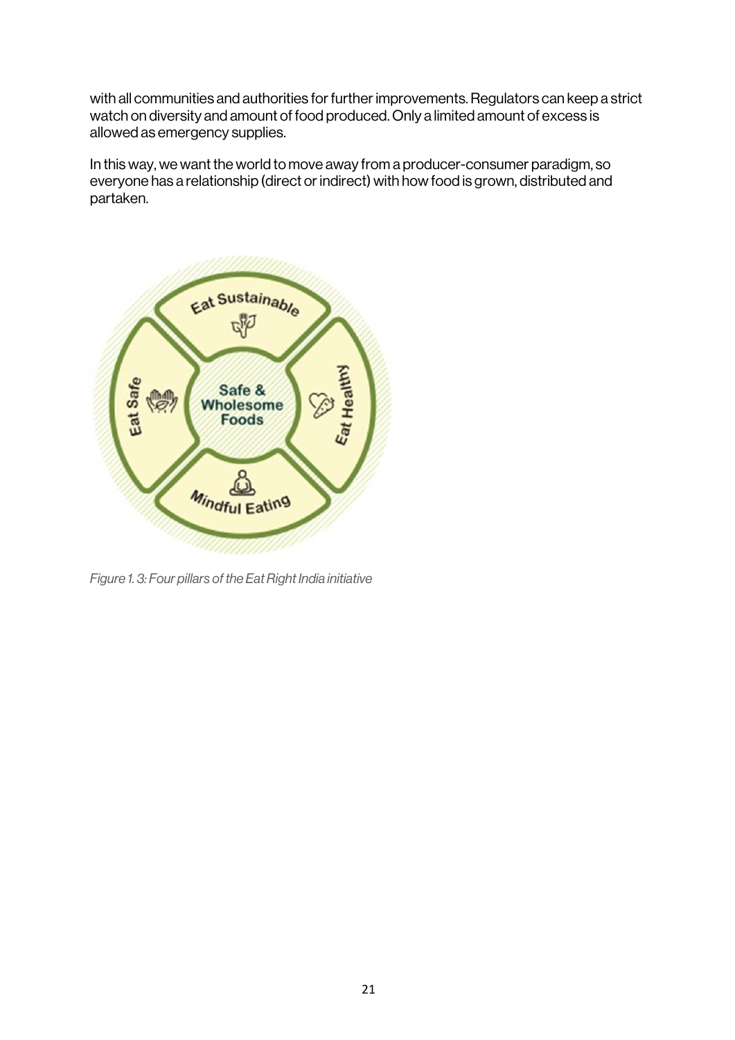with all communities and authorities for further improvements. Regulators can keep a strict watch on diversity and amount of food produced. Only a limited amount of excess is allowed as emergency supplies.

In this way, we want the world to move away from a producer-consumer paradigm, so everyone has a relationship (direct or indirect) with how food is grown, distributed and partaken.

Eat Sustainable

Eat Safe

Safe & Wholesome Foods

Eat Healthy

Mindful Eating

*Figure 1. 3: Four pillars of the Eat Right India initiative*